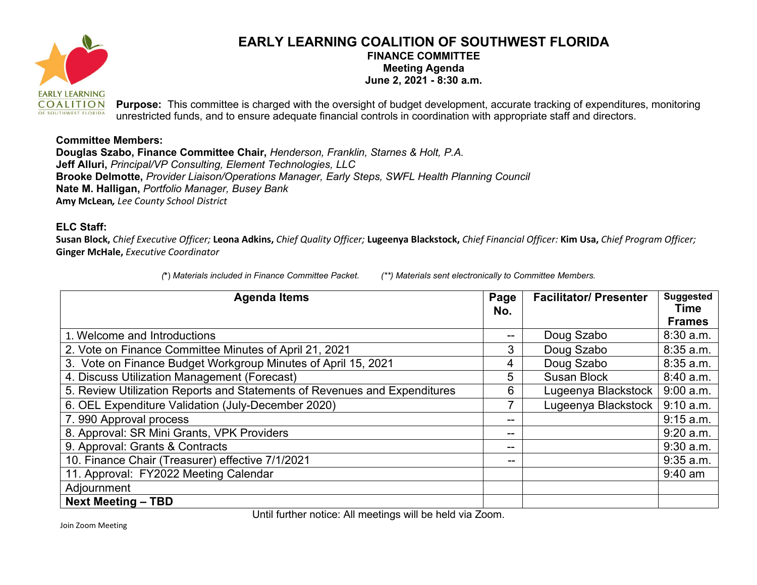# EARLY LEARNING COALITION OF SOUTHWEST FLORIDA

## FINANCE COMMITTEE

### Meeting Agenda

### June 2, 2021 - 8:30 a.m.

**Purpose:** This committee is charged with the oversight of budget development, accurate tracking of expenditures, monitoring unrestricted funds, and to ensure adequate financial controls in coordination with appropriate staff and directors.

**Committee Members:**
**Douglas Szabo, Finance Committee Chair,** *Henderson, Franklin, Starnes & Holt, P.A.*
**Jeff Alluri,** *Principal/VP Consulting, Element Technologies, LLC*
**Brooke Delmotte,** *Provider Liaison/Operations Manager, Early Steps, SWFL Health Planning Council*
**Nate M. Halligan,** *Portfolio Manager, Busey Bank*
**Amy McLean,** *Lee County School District*

**ELC Staff:**
**Susan Block,** *Chief Executive Officer;* **Leona Adkins,** *Chief Quality Officer;* **Lugeenya Blackstock,** *Chief Financial Officer:* **Kim Usa,** *Chief Program Officer;* **Ginger McHale,** *Executive Coordinator*

*(\*) Materials included in Finance Committee Packet.* *(\*\*) Materials sent electronically to Committee Members.*

| Agenda Items | Page No. | Facilitator/ Presenter | Suggested Time Frames |
|---|---|---|---|
| 1. Welcome and Introductions | -- | Doug Szabo | 8:30 a.m. |
| 2. Vote on Finance Committee Minutes of April 21, 2021 | 3 | Doug Szabo | 8:35 a.m. |
| 3. Vote on Finance Budget Workgroup Minutes of April 15, 2021 | 4 | Doug Szabo | 8:35 a.m. |
| 4. Discuss Utilization Management (Forecast) | 5 | Susan Block | 8:40 a.m. |
| 5. Review Utilization Reports and Statements of Revenues and Expenditures | 6 | Lugeenya Blackstock | 9:00 a.m. |
| 6. OEL Expenditure Validation (July-December 2020) | 7 | Lugeenya Blackstock | 9:10 a.m. |
| 7. 990 Approval process | -- | | 9:15 a.m. |
| 8. Approval: SR Mini Grants, VPK Providers | -- | | 9:20 a.m. |
| 9. Approval: Grants & Contracts | -- | | 9:30 a.m. |
| 10. Finance Chair (Treasurer) effective 7/1/2021 | -- | | 9:35 a.m. |
| 11. Approval: FY2022 Meeting Calendar | | | 9:40 am |
| Adjournment | | | |
| **Next Meeting – TBD** | | | |

Until further notice: All meetings will be held via Zoom.

Join Zoom Meeting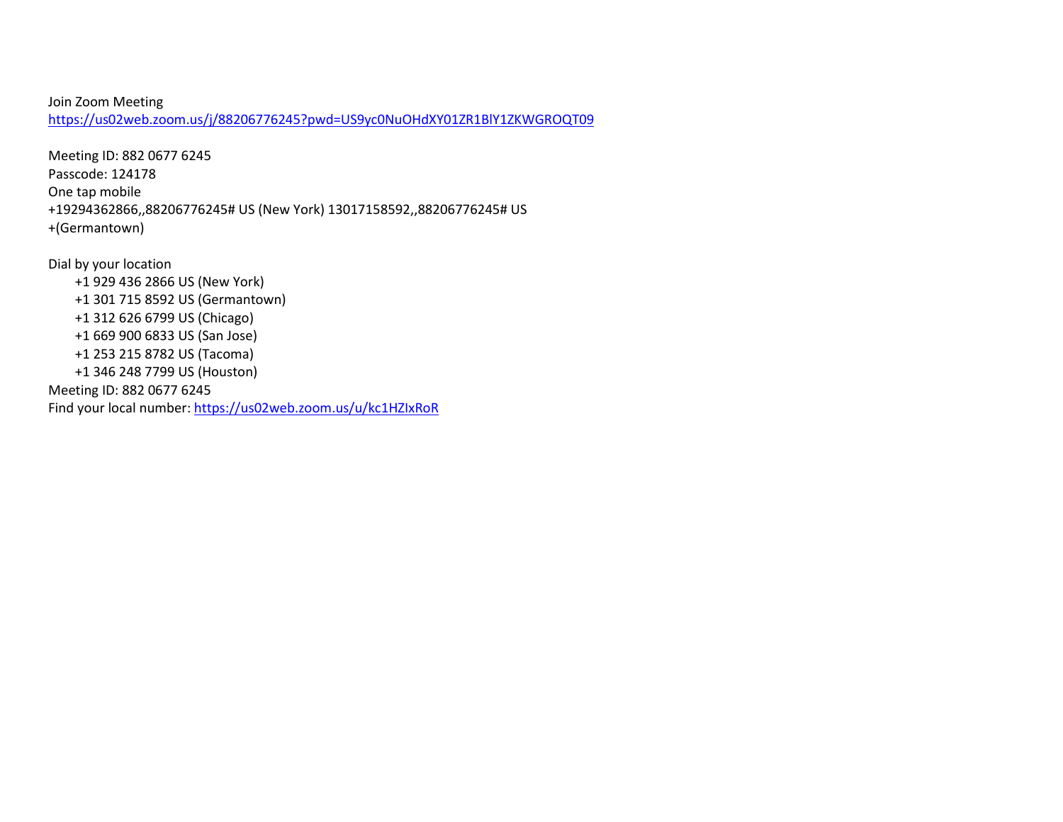Join Zoom Meeting
https://us02web.zoom.us/j/88206776245?pwd=US9yc0NuOHdXY01ZR1BlY1ZKWGROQT09

Meeting ID: 882 0677 6245
Passcode: 124178
One tap mobile
+19294362866,,88206776245# US (New York) 13017158592,,88206776245# US
+(Germantown)

Dial by your location
+1 929 436 2866 US (New York)
+1 301 715 8592 US (Germantown)
+1 312 626 6799 US (Chicago)
+1 669 900 6833 US (San Jose)
+1 253 215 8782 US (Tacoma)
+1 346 248 7799 US (Houston)
Meeting ID: 882 0677 6245
Find your local number: https://us02web.zoom.us/u/kc1HZIxRoR